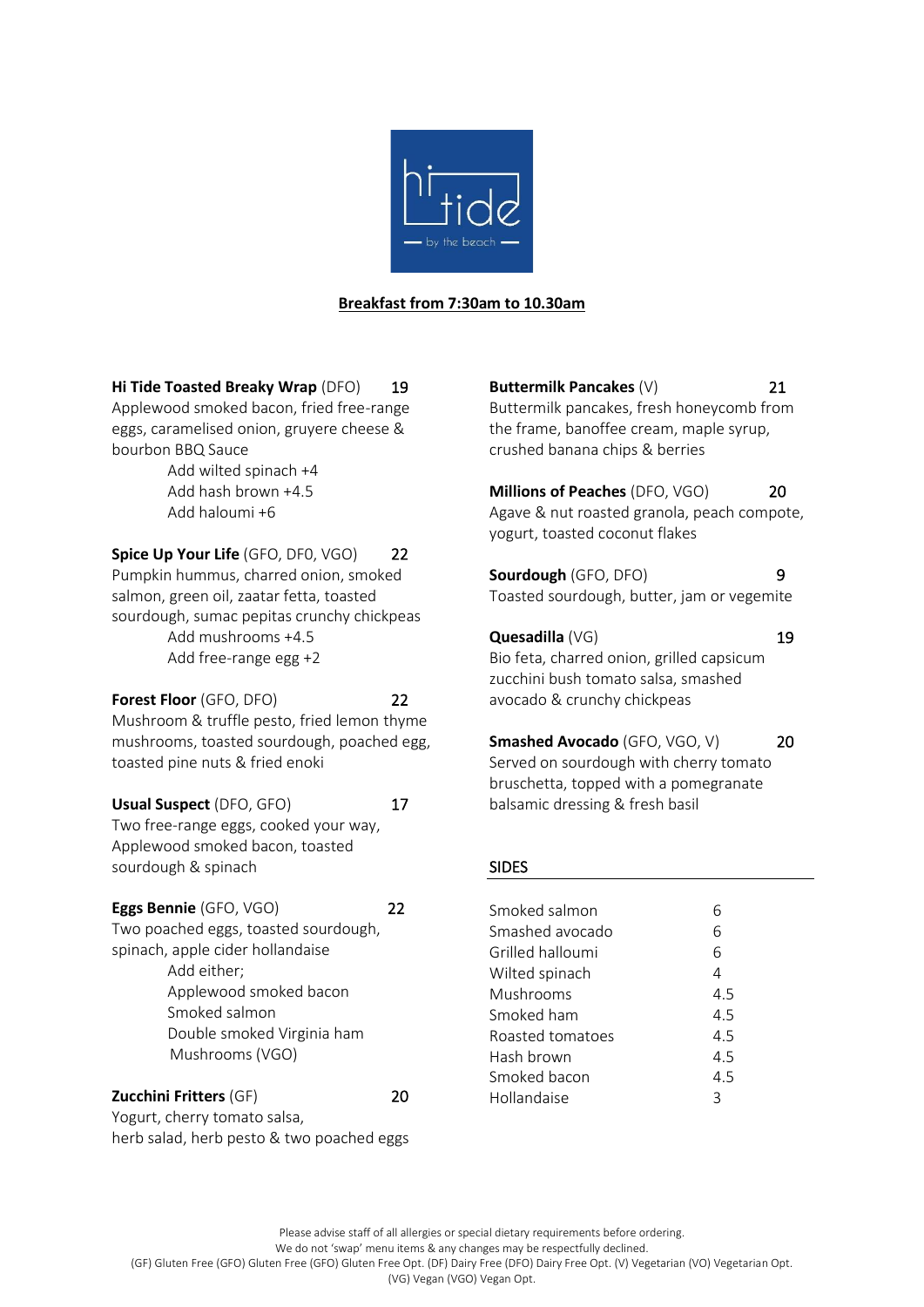# hi tide — by the beach

**Breakfast from 7:30am to 10.30am**

**Hi Tide Toasted Breaky Wrap** (DFO) 19
Applewood smoked bacon, fried free-range eggs, caramelised onion, gruyere cheese & bourbon BBQ Sauce
- Add wilted spinach +4
- Add hash brown +4.5
- Add haloumi +6

**Spice Up Your Life** (GFO, DF0, VGO) 22
Pumpkin hummus, charred onion, smoked salmon, green oil, zaatar fetta, toasted sourdough, sumac pepitas crunchy chickpeas
- Add mushrooms +4.5
- Add free-range egg +2

**Forest Floor** (GFO, DFO) 22
Mushroom & truffle pesto, fried lemon thyme mushrooms, toasted sourdough, poached egg, toasted pine nuts & fried enoki

**Usual Suspect** (DFO, GFO) 17
Two free-range eggs, cooked your way, Applewood smoked bacon, toasted sourdough & spinach

**Eggs Bennie** (GFO, VGO) 22
Two poached eggs, toasted sourdough, spinach, apple cider hollandaise
Add either;
- Applewood smoked bacon
- Smoked salmon
- Double smoked Virginia ham
- Mushrooms (VGO)

**Zucchini Fritters** (GF) 20
Yogurt, cherry tomato salsa, herb salad, herb pesto & two poached eggs

**Buttermilk Pancakes** (V) 21
Buttermilk pancakes, fresh honeycomb from the frame, banoffee cream, maple syrup, crushed banana chips & berries

**Millions of Peaches** (DFO, VGO) 20
Agave & nut roasted granola, peach compote, yogurt, toasted coconut flakes

**Sourdough** (GFO, DFO) 9
Toasted sourdough, butter, jam or vegemite

**Quesadilla** (VG) 19
Bio feta, charred onion, grilled capsicum zucchini bush tomato salsa, smashed avocado & crunchy chickpeas

**Smashed Avocado** (GFO, VGO, V) 20
Served on sourdough with cherry tomato bruschetta, topped with a pomegranate balsamic dressing & fresh basil

## SIDES

| | |
|---|---|
| Smoked salmon | 6 |
| Smashed avocado | 6 |
| Grilled halloumi | 6 |
| Wilted spinach | 4 |
| Mushrooms | 4.5 |
| Smoked ham | 4.5 |
| Roasted tomatoes | 4.5 |
| Hash brown | 4.5 |
| Smoked bacon | 4.5 |
| Hollandaise | 3 |

Please advise staff of all allergies or special dietary requirements before ordering.
We do not 'swap' menu items & any changes may be respectfully declined.
(GF) Gluten Free (GFO) Gluten Free Opt. (DF) Dairy Free (DFO) Dairy Free Opt. (V) Vegetarian (VO) Vegetarian Opt.
(VG) Vegan (VGO) Vegan Opt.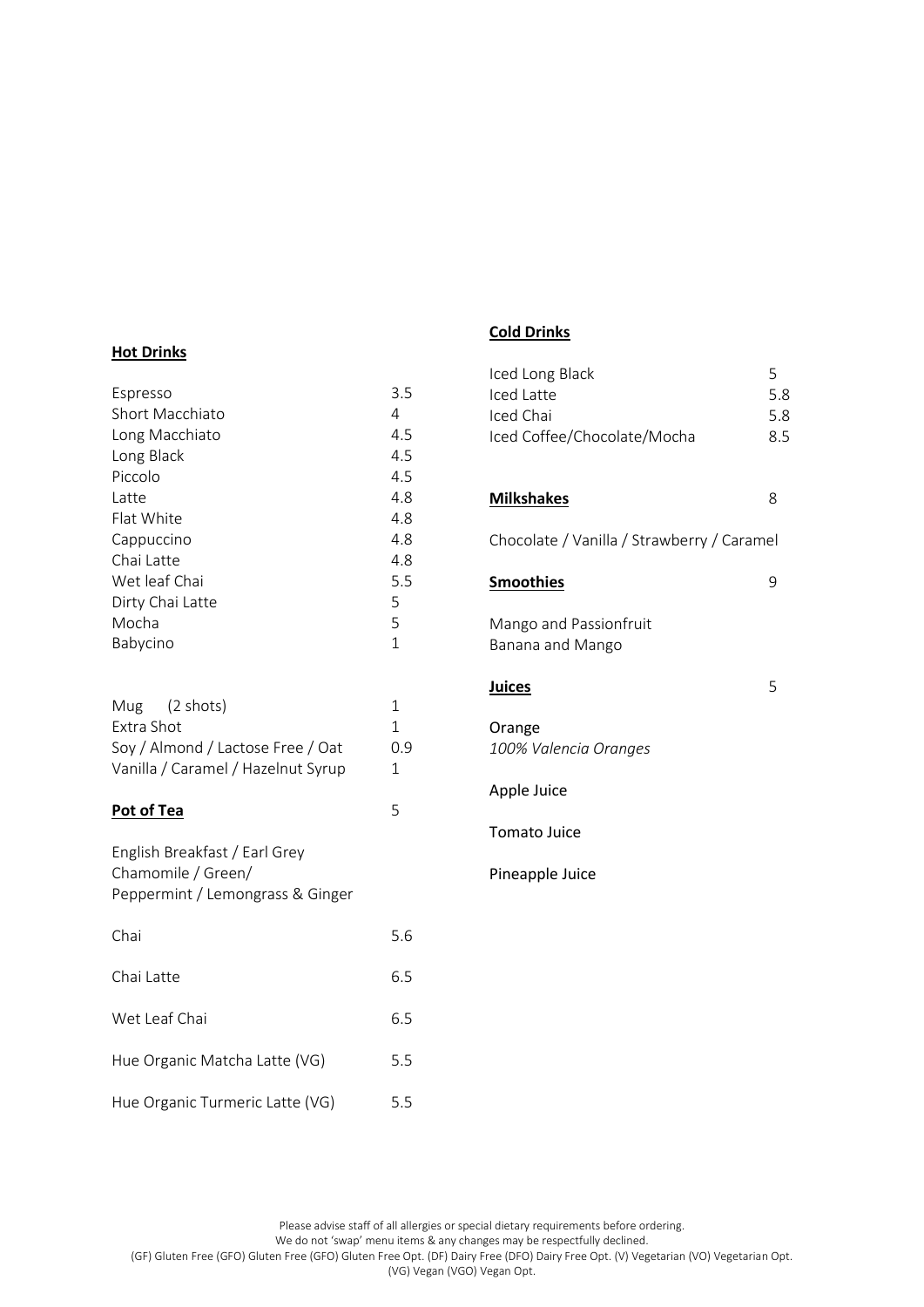**Hot Drinks**

| | |
|---|---|
| Espresso | 3.5 |
| Short Macchiato | 4 |
| Long Macchiato | 4.5 |
| Long Black | 4.5 |
| Piccolo | 4.5 |
| Latte | 4.8 |
| Flat White | 4.8 |
| Cappuccino | 4.8 |
| Chai Latte | 4.8 |
| Wet leaf Chai | 5.5 |
| Dirty Chai Latte | 5 |
| Mocha | 5 |
| Babycino | 1 |

| | |
|---|---|
| Mug (2 shots) | 1 |
| Extra Shot | 1 |
| Soy / Almond / Lactose Free / Oat | 0.9 |
| Vanilla / Caramel / Hazelnut Syrup | 1 |

**Pot of Tea** 5

English Breakfast / Earl Grey
Chamomile / Green/
Peppermint / Lemongrass & Ginger

| | |
|---|---|
| Chai | 5.6 |
| Chai Latte | 6.5 |
| Wet Leaf Chai | 6.5 |
| Hue Organic Matcha Latte (VG) | 5.5 |
| Hue Organic Turmeric Latte (VG) | 5.5 |

**Cold Drinks**

| | |
|---|---|
| Iced Long Black | 5 |
| Iced Latte | 5.8 |
| Iced Chai | 5.8 |
| Iced Coffee/Chocolate/Mocha | 8.5 |

**Milkshakes** 8

Chocolate / Vanilla / Strawberry / Caramel

**Smoothies** 9

Mango and Passionfruit
Banana and Mango

**Juices** 5

Orange
*100% Valencia Oranges*

Apple Juice

Tomato Juice

Pineapple Juice

Please advise staff of all allergies or special dietary requirements before ordering.
We do not 'swap' menu items & any changes may be respectfully declined.
(GF) Gluten Free (GFO) Gluten Free (GFO) Gluten Free Opt. (DF) Dairy Free (DFO) Dairy Free Opt. (V) Vegetarian (VO) Vegetarian Opt.
(VG) Vegan (VGO) Vegan Opt.